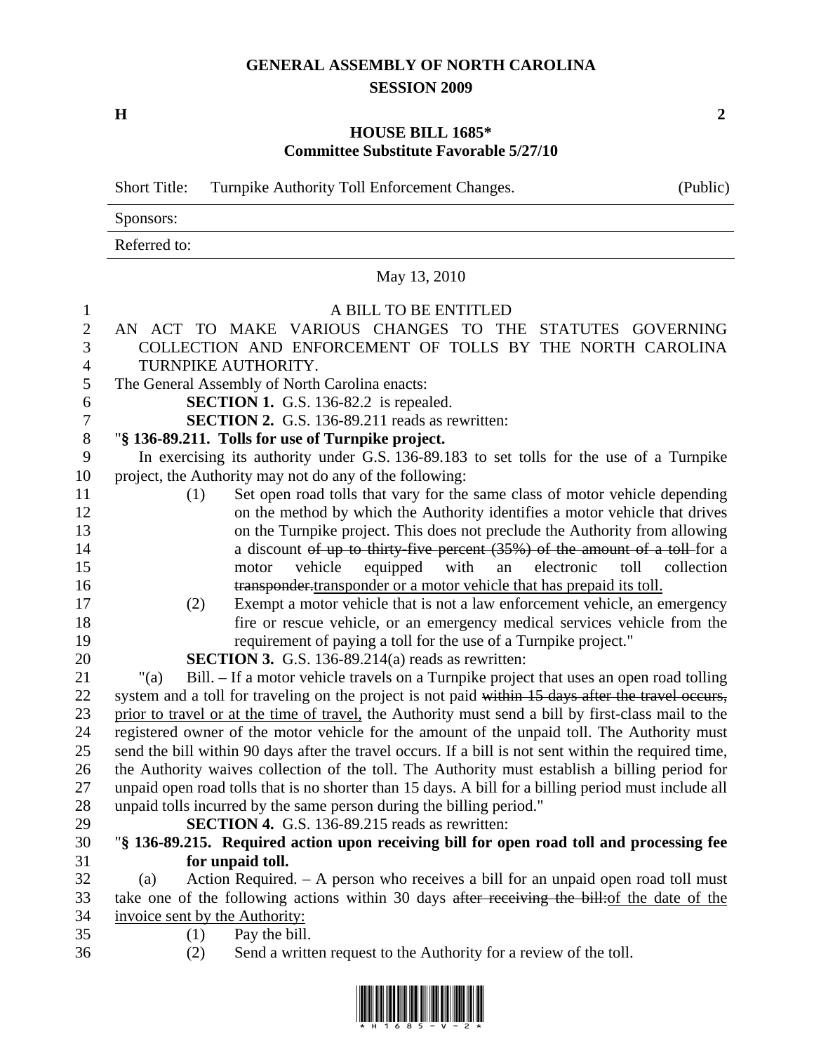# GENERAL ASSEMBLY OF NORTH CAROLINA
## SESSION 2009

**H** **2**

### HOUSE BILL 1685*
### Committee Substitute Favorable 5/27/10

| Short Title: | Turnpike Authority Toll Enforcement Changes. | (Public) |
|---|---|---|
| Sponsors: | | |
| Referred to: | | |

May 13, 2010

A BILL TO BE ENTITLED

AN ACT TO MAKE VARIOUS CHANGES TO THE STATUTES GOVERNING COLLECTION AND ENFORCEMENT OF TOLLS BY THE NORTH CAROLINA TURNPIKE AUTHORITY.

The General Assembly of North Carolina enacts:

**SECTION 1.** G.S. 136-82.2 is repealed.

**SECTION 2.** G.S. 136-89.211 reads as rewritten:

"**§ 136-89.211. Tolls for use of Turnpike project.**

In exercising its authority under G.S. 136-89.183 to set tolls for the use of a Turnpike project, the Authority may not do any of the following:

(1) Set open road tolls that vary for the same class of motor vehicle depending on the method by which the Authority identifies a motor vehicle that drives on the Turnpike project. This does not preclude the Authority from allowing a discount ~~of up to thirty-five percent (35%) of the amount of a toll~~ for a motor vehicle equipped with an electronic toll collection ~~transponder.~~<u>transponder or a motor vehicle that has prepaid its toll.</u>

(2) Exempt a motor vehicle that is not a law enforcement vehicle, an emergency fire or rescue vehicle, or an emergency medical services vehicle from the requirement of paying a toll for the use of a Turnpike project."

**SECTION 3.** G.S. 136-89.214(a) reads as rewritten:

"(a) Bill. – If a motor vehicle travels on a Turnpike project that uses an open road tolling system and a toll for traveling on the project is not paid ~~within 15 days after the travel occurs,~~ <u>prior to travel or at the time of travel,</u> the Authority must send a bill by first-class mail to the registered owner of the motor vehicle for the amount of the unpaid toll. The Authority must send the bill within 90 days after the travel occurs. If a bill is not sent within the required time, the Authority waives collection of the toll. The Authority must establish a billing period for unpaid open road tolls that is no shorter than 15 days. A bill for a billing period must include all unpaid tolls incurred by the same person during the billing period."

**SECTION 4.** G.S. 136-89.215 reads as rewritten:

"**§ 136-89.215. Required action upon receiving bill for open road toll and processing fee for unpaid toll.**

(a) Action Required. – A person who receives a bill for an unpaid open road toll must take one of the following actions within 30 days ~~after receiving the bill:~~<u>of the date of the invoice sent by the Authority:</u>

(1) Pay the bill.

(2) Send a written request to the Authority for a review of the toll.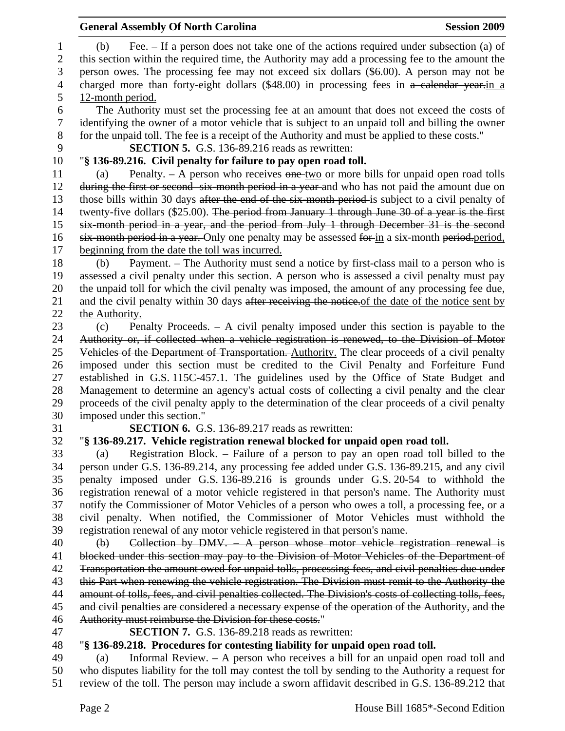(b) Fee. – If a person does not take one of the actions required under subsection (a) of this section within the required time, the Authority may add a processing fee to the amount the person owes. The processing fee may not exceed six dollars ($6.00). A person may not be charged more than forty-eight dollars ($48.00) in processing fees in ~~a calendar year.~~<u>in a 12-month period.</u>

The Authority must set the processing fee at an amount that does not exceed the costs of identifying the owner of a motor vehicle that is subject to an unpaid toll and billing the owner for the unpaid toll. The fee is a receipt of the Authority and must be applied to these costs."

**SECTION 5.** G.S. 136-89.216 reads as rewritten:

"**§ 136-89.216. Civil penalty for failure to pay open road toll.**

(a) Penalty. – A person who receives ~~one~~ <u>two</u> or more bills for unpaid open road tolls ~~during the first or second six-month period in a year~~ and who has not paid the amount due on those bills within 30 days ~~after the end of the six-month period~~ is subject to a civil penalty of twenty-five dollars ($25.00). ~~The period from January 1 through June 30 of a year is the first six-month period in a year, and the period from July 1 through December 31 is the second six-month period in a year.~~ Only one penalty may be assessed ~~for~~ <u>in</u> a six-month ~~period.~~<u>period, beginning from the date the toll was incurred.</u>

(b) Payment. – The Authority must send a notice by first-class mail to a person who is assessed a civil penalty under this section. A person who is assessed a civil penalty must pay the unpaid toll for which the civil penalty was imposed, the amount of any processing fee due, and the civil penalty within 30 days ~~after receiving the notice.~~<u>of the date of the notice sent by the Authority.</u>

(c) Penalty Proceeds. – A civil penalty imposed under this section is payable to the ~~Authority or, if collected when a vehicle registration is renewed, to the Division of Motor Vehicles of the Department of Transportation.~~ <u>Authority.</u> The clear proceeds of a civil penalty imposed under this section must be credited to the Civil Penalty and Forfeiture Fund established in G.S. 115C-457.1. The guidelines used by the Office of State Budget and Management to determine an agency's actual costs of collecting a civil penalty and the clear proceeds of the civil penalty apply to the determination of the clear proceeds of a civil penalty imposed under this section."

**SECTION 6.** G.S. 136-89.217 reads as rewritten:

"**§ 136-89.217. Vehicle registration renewal blocked for unpaid open road toll.**

(a) Registration Block. – Failure of a person to pay an open road toll billed to the person under G.S. 136-89.214, any processing fee added under G.S. 136-89.215, and any civil penalty imposed under G.S. 136-89.216 is grounds under G.S. 20-54 to withhold the registration renewal of a motor vehicle registered in that person's name. The Authority must notify the Commissioner of Motor Vehicles of a person who owes a toll, a processing fee, or a civil penalty. When notified, the Commissioner of Motor Vehicles must withhold the registration renewal of any motor vehicle registered in that person's name.

~~(b) Collection by DMV. – A person whose motor vehicle registration renewal is blocked under this section may pay to the Division of Motor Vehicles of the Department of Transportation the amount owed for unpaid tolls, processing fees, and civil penalties due under this Part when renewing the vehicle registration. The Division must remit to the Authority the amount of tolls, fees, and civil penalties collected. The Division's costs of collecting tolls, fees, and civil penalties are considered a necessary expense of the operation of the Authority, and the Authority must reimburse the Division for these costs.~~"

**SECTION 7.** G.S. 136-89.218 reads as rewritten:

"**§ 136-89.218. Procedures for contesting liability for unpaid open road toll.**

(a) Informal Review. – A person who receives a bill for an unpaid open road toll and who disputes liability for the toll may contest the toll by sending to the Authority a request for review of the toll. The person may include a sworn affidavit described in G.S. 136-89.212 that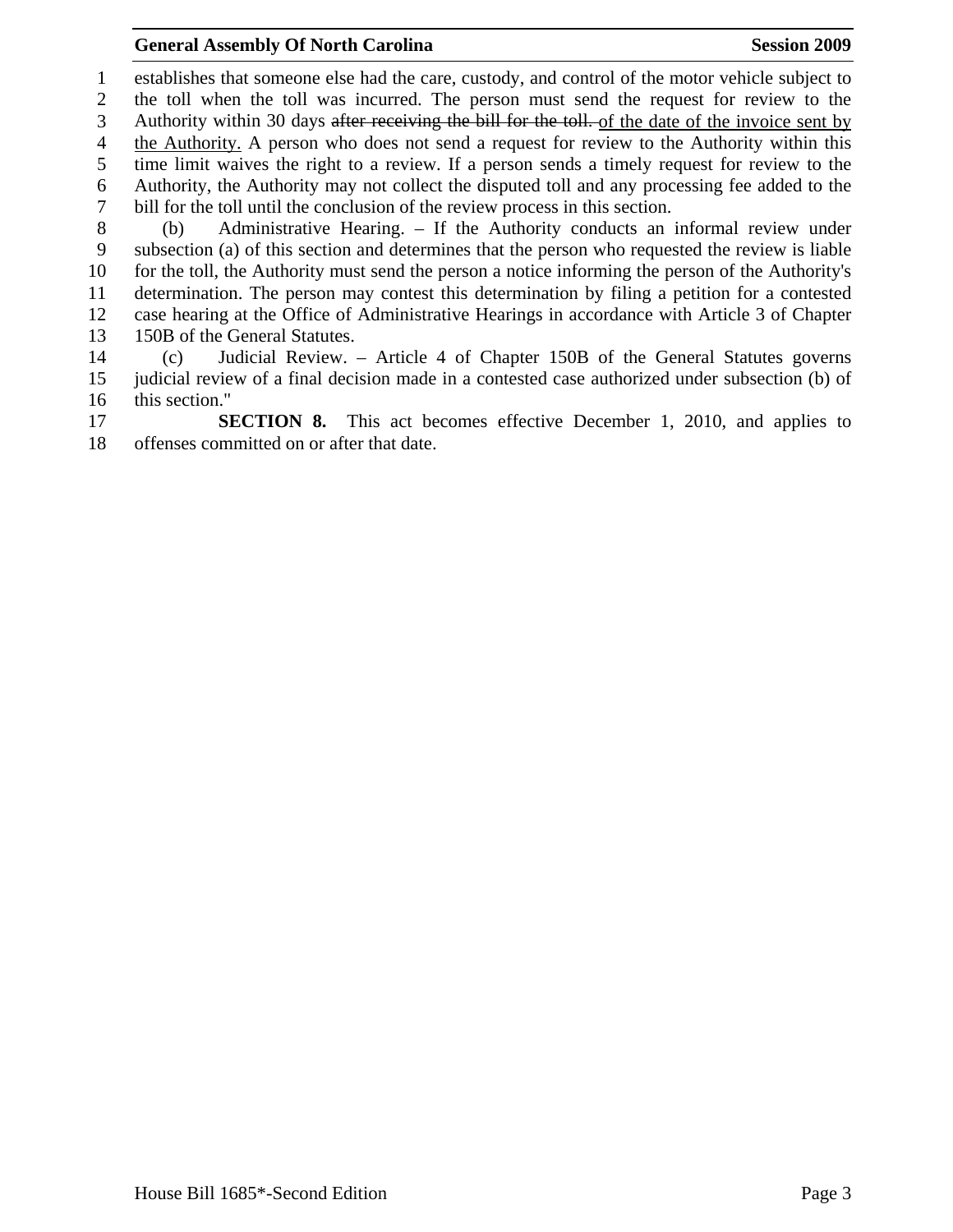establishes that someone else had the care, custody, and control of the motor vehicle subject to the toll when the toll was incurred. The person must send the request for review to the Authority within 30 days ~~after receiving the bill for the toll.~~ of the date of the invoice sent by the Authority. A person who does not send a request for review to the Authority within this time limit waives the right to a review. If a person sends a timely request for review to the Authority, the Authority may not collect the disputed toll and any processing fee added to the bill for the toll until the conclusion of the review process in this section.

(b) Administrative Hearing. – If the Authority conducts an informal review under subsection (a) of this section and determines that the person who requested the review is liable for the toll, the Authority must send the person a notice informing the person of the Authority's determination. The person may contest this determination by filing a petition for a contested case hearing at the Office of Administrative Hearings in accordance with Article 3 of Chapter 150B of the General Statutes.

(c) Judicial Review. – Article 4 of Chapter 150B of the General Statutes governs judicial review of a final decision made in a contested case authorized under subsection (b) of this section."

**SECTION 8.** This act becomes effective December 1, 2010, and applies to offenses committed on or after that date.